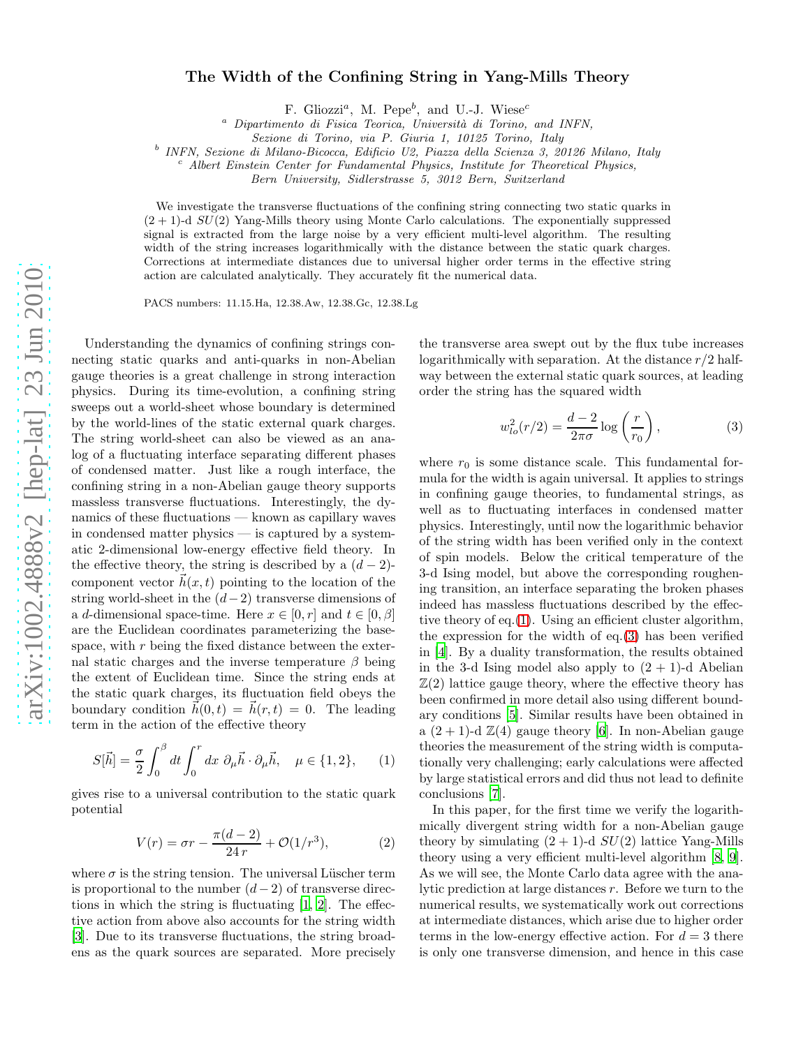# The Width of the Confining String in Yang-Mills Theory

F. Gliozzi[a], M. Pepe[b], and U.-J. Wiese[c]

[a] Dipartimento di Fisica Teorica, Università di Torino, and INFN, Sezione di Torino, via P. Giuria 1, 10125 Torino, Italy

[b] INFN, Sezione di Milano-Bicocca, Edificio U2, Piazza della Scienza 3, 20126 Milano, Italy

[c] Albert Einstein Center for Fundamental Physics, Institute for Theoretical Physics, Bern University, Sidlerstrasse 5, 3012 Bern, Switzerland

We investigate the transverse fluctuations of the confining string connecting two static quarks in $(2+1)$-d $SU(2)$ Yang-Mills theory using Monte Carlo calculations. The exponentially suppressed signal is extracted from the large noise by a very efficient multi-level algorithm. The resulting width of the string increases logarithmically with the distance between the static quark charges. Corrections at intermediate distances due to universal higher order terms in the effective string action are calculated analytically. They accurately fit the numerical data.

PACS numbers: 11.15.Ha, 12.38.Aw, 12.38.Gc, 12.38.Lg

Understanding the dynamics of confining strings connecting static quarks and anti-quarks in non-Abelian gauge theories is a great challenge in strong interaction physics. During its time-evolution, a confining string sweeps out a world-sheet whose boundary is determined by the world-lines of the static external quark charges. The string world-sheet can also be viewed as an analog of a fluctuating interface separating different phases of condensed matter. Just like a rough interface, the confining string in a non-Abelian gauge theory supports massless transverse fluctuations. Interestingly, the dynamics of these fluctuations — known as capillary waves in condensed matter physics — is captured by a systematic 2-dimensional low-energy effective field theory. In the effective theory, the string is described by a $(d-2)$-component vector $\vec{h}(x,t)$ pointing to the location of the string world-sheet in the $(d-2)$ transverse dimensions of a $d$-dimensional space-time. Here $x \in [0,r]$ and $t \in [0,\beta]$ are the Euclidean coordinates parameterizing the base-space, with $r$ being the fixed distance between the external static charges and the inverse temperature $\beta$ being the extent of Euclidean time. Since the string ends at the static quark charges, its fluctuation field obeys the boundary condition $\vec{h}(0,t) = \vec{h}(r,t) = 0$. The leading term in the action of the effective theory

$$S[\vec{h}] = \frac{\sigma}{2}\int_0^\beta dt \int_0^r dx \; \partial_\mu \vec{h} \cdot \partial_\mu \vec{h}, \quad \mu \in \{1,2\}, \qquad (1)$$

gives rise to a universal contribution to the static quark potential

$$V(r) = \sigma r - \frac{\pi(d-2)}{24\, r} + \mathcal{O}(1/r^3), \qquad (2)$$

where $\sigma$ is the string tension. The universal Lüscher term is proportional to the number $(d-2)$ of transverse directions in which the string is fluctuating [1, 2]. The effective action from above also accounts for the string width [3]. Due to its transverse fluctuations, the string broadens as the quark sources are separated. More precisely the transverse area swept out by the flux tube increases logarithmically with separation. At the distance $r/2$ halfway between the external static quark sources, at leading order the string has the squared width

$$w_{lo}^2(r/2) = \frac{d-2}{2\pi\sigma}\log\left(\frac{r}{r_0}\right), \qquad (3)$$

where $r_0$ is some distance scale. This fundamental formula for the width is again universal. It applies to strings in confining gauge theories, to fundamental strings, as well as to fluctuating interfaces in condensed matter physics. Interestingly, until now the logarithmic behavior of the string width has been verified only in the context of spin models. Below the critical temperature of the 3-d Ising model, but above the corresponding roughening transition, an interface separating the broken phases indeed has massless fluctuations described by the effective theory of eq.(1). Using an efficient cluster algorithm, the expression for the width of eq.(3) has been verified in [4]. By a duality transformation, the results obtained in the 3-d Ising model also apply to $(2+1)$-d Abelian $\mathbb{Z}(2)$ lattice gauge theory, where the effective theory has been confirmed in more detail also using different boundary conditions [5]. Similar results have been obtained in a $(2+1)$-d $\mathbb{Z}(4)$ gauge theory [6]. In non-Abelian gauge theories the measurement of the string width is computationally very challenging; early calculations were affected by large statistical errors and did thus not lead to definite conclusions [7].

In this paper, for the first time we verify the logarithmically divergent string width for a non-Abelian gauge theory by simulating $(2+1)$-d $SU(2)$ lattice Yang-Mills theory using a very efficient multi-level algorithm [8, 9]. As we will see, the Monte Carlo data agree with the analytic prediction at large distances $r$. Before we turn to the numerical results, we systematically work out corrections at intermediate distances, which arise due to higher order terms in the low-energy effective action. For $d = 3$ there is only one transverse dimension, and hence in this case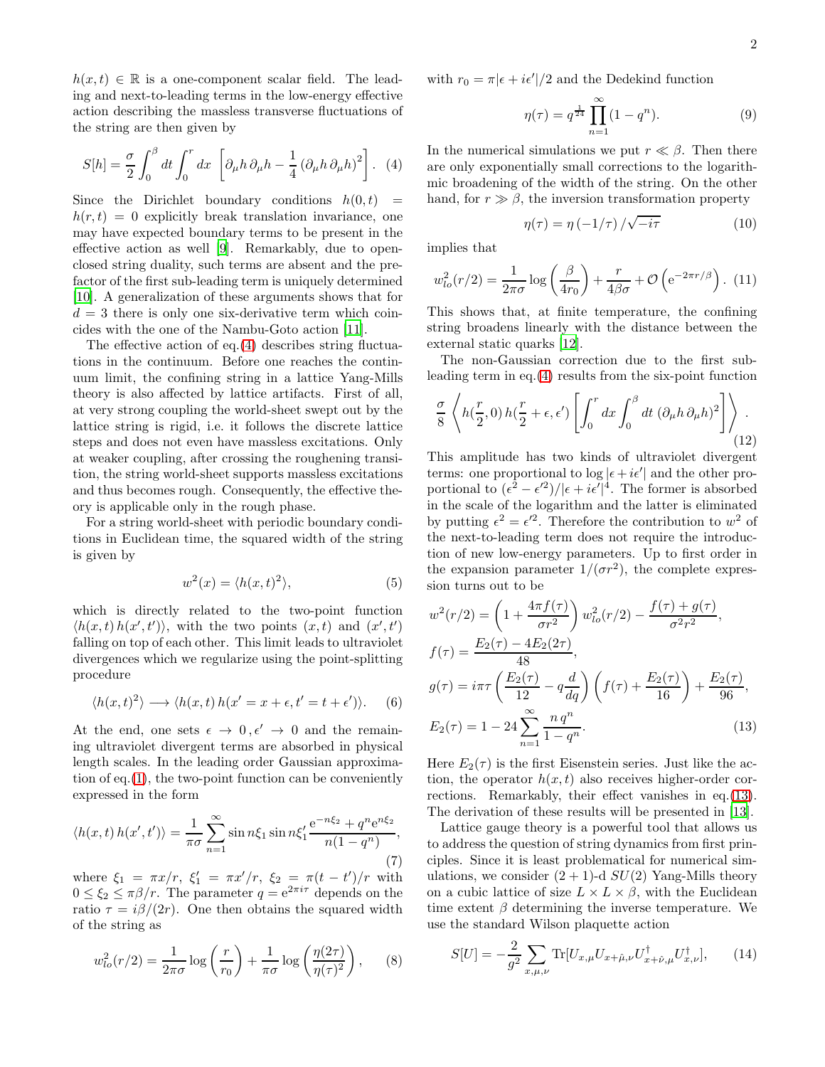$h(x,t) \in \mathbb{R}$ is a one-component scalar field. The leading and next-to-leading terms in the low-energy effective action describing the massless transverse fluctuations of the string are then given by

$$S[h] = \frac{\sigma}{2} \int_0^\beta dt \int_0^r dx \, \left[ \partial_\mu h \, \partial_\mu h - \frac{1}{4} \left( \partial_\mu h \, \partial_\mu h \right)^2 \right]. \quad (4)$$

Since the Dirichlet boundary conditions $h(0,t) = h(r,t) = 0$ explicitly break translation invariance, one may have expected boundary terms to be present in the effective action as well [9]. Remarkably, due to open-closed string duality, such terms are absent and the prefactor of the first sub-leading term is uniquely determined [10]. A generalization of these arguments shows that for $d = 3$ there is only one six-derivative term which coincides with the one of the Nambu-Goto action [11].

The effective action of eq.(4) describes string fluctuations in the continuum. Before one reaches the continuum limit, the confining string in a lattice Yang-Mills theory is also affected by lattice artifacts. First of all, at very strong coupling the world-sheet swept out by the lattice string is rigid, i.e. it follows the discrete lattice steps and does not even have massless excitations. Only at weaker coupling, after crossing the roughening transition, the string world-sheet supports massless excitations and thus becomes rough. Consequently, the effective theory is applicable only in the rough phase.

For a string world-sheet with periodic boundary conditions in Euclidean time, the squared width of the string is given by

$$w^2(x) = \langle h(x,t)^2 \rangle, \quad (5)$$

which is directly related to the two-point function $\langle h(x,t) \, h(x',t') \rangle$, with the two points $(x,t)$ and $(x',t')$ falling on top of each other. This limit leads to ultraviolet divergences which we regularize using the point-splitting procedure

$$\langle h(x,t)^2 \rangle \longrightarrow \langle h(x,t) \, h(x' = x + \epsilon, t' = t + \epsilon') \rangle. \quad (6)$$

At the end, one sets $\epsilon \to 0 \, , \epsilon' \to 0$ and the remaining ultraviolet divergent terms are absorbed in physical length scales. In the leading order Gaussian approximation of eq.(1), the two-point function can be conveniently expressed in the form

$$\langle h(x,t) \, h(x',t') \rangle = \frac{1}{\pi\sigma} \sum_{n=1}^{\infty} \sin n\xi_1 \sin n\xi_1' \frac{\mathrm{e}^{-n\xi_2} + q^n \mathrm{e}^{n\xi_2}}{n(1-q^n)}, \quad (7)$$

where $\xi_1 = \pi x/r$, $\xi_1' = \pi x'/r$, $\xi_2 = \pi(t-t')/r$ with $0 \le \xi_2 \le \pi\beta/r$. The parameter $q = \mathrm{e}^{2\pi i \tau}$ depends on the ratio $\tau = i\beta/(2r)$. One then obtains the squared width of the string as

$$w_{lo}^2(r/2) = \frac{1}{2\pi\sigma} \log\left(\frac{r}{r_0}\right) + \frac{1}{\pi\sigma} \log\left(\frac{\eta(2\tau)}{\eta(\tau)^2}\right), \quad (8)$$

with $r_0 = \pi |\epsilon + i\epsilon'|/2$ and the Dedekind function

$$\eta(\tau) = q^{\frac{1}{24}} \prod_{n=1}^{\infty} (1 - q^n). \quad (9)$$

In the numerical simulations we put $r \ll \beta$. Then there are only exponentially small corrections to the logarithmic broadening of the width of the string. On the other hand, for $r \gg \beta$, the inversion transformation property

$$\eta(\tau) = \eta\left(-1/\tau\right)/\sqrt{-i\tau} \quad (10)$$

implies that

$$w_{lo}^2(r/2) = \frac{1}{2\pi\sigma} \log\left(\frac{\beta}{4r_0}\right) + \frac{r}{4\beta\sigma} + \mathcal{O}\left(\mathrm{e}^{-2\pi r/\beta}\right). \quad (11)$$

This shows that, at finite temperature, the confining string broadens linearly with the distance between the external static quarks [12].

The non-Gaussian correction due to the first sub-leading term in eq.(4) results from the six-point function

$$\frac{\sigma}{8} \left\langle h(\frac{r}{2},0) \, h(\frac{r}{2}+\epsilon,\epsilon') \left[ \int_0^r dx \int_0^\beta dt \, (\partial_\mu h \, \partial_\mu h)^2 \right] \right\rangle . \quad (12)$$

This amplitude has two kinds of ultraviolet divergent terms: one proportional to $\log|\epsilon + i\epsilon'|$ and the other proportional to $(\epsilon^2 - \epsilon'^2)/|\epsilon + i\epsilon'|^4$. The former is absorbed in the scale of the logarithm and the latter is eliminated by putting $\epsilon^2 = \epsilon'^2$. Therefore the contribution to $w^2$ of the next-to-leading term does not require the introduction of new low-energy parameters. Up to first order in the expansion parameter $1/(\sigma r^2)$, the complete expression turns out to be

$$\begin{aligned}
w^2(r/2) &= \left(1 + \frac{4\pi f(\tau)}{\sigma r^2}\right) w_{lo}^2(r/2) - \frac{f(\tau) + g(\tau)}{\sigma^2 r^2}, \\
f(\tau) &= \frac{E_2(\tau) - 4E_2(2\tau)}{48}, \\
g(\tau) &= i\pi\tau \left( \frac{E_2(\tau)}{12} - q\frac{d}{dq} \right) \left( f(\tau) + \frac{E_2(\tau)}{16} \right) + \frac{E_2(\tau)}{96}, \\
E_2(\tau) &= 1 - 24 \sum_{n=1}^{\infty} \frac{n \, q^n}{1 - q^n}.
\end{aligned} \quad (13)$$

Here $E_2(\tau)$ is the first Eisenstein series. Just like the action, the operator $h(x,t)$ also receives higher-order corrections. Remarkably, their effect vanishes in eq.(13). The derivation of these results will be presented in [13].

Lattice gauge theory is a powerful tool that allows us to address the question of string dynamics from first principles. Since it is least problematical for numerical simulations, we consider $(2+1)$-d $SU(2)$ Yang-Mills theory on a cubic lattice of size $L \times L \times \beta$, with the Euclidean time extent $\beta$ determining the inverse temperature. We use the standard Wilson plaquette action

$$S[U] = -\frac{2}{g^2} \sum_{x,\mu,\nu} \mathrm{Tr}[U_{x,\mu} U_{x+\hat{\mu},\nu} U^\dagger_{x+\hat{\nu},\mu} U^\dagger_{x,\nu}], \quad (14)$$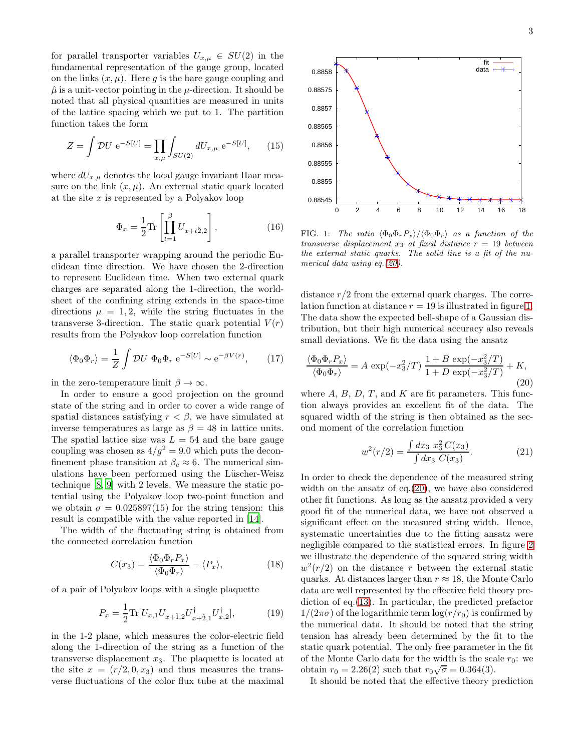for parallel transporter variables $U_{x,\mu} \in SU(2)$ in the fundamental representation of the gauge group, located on the links $(x, \mu)$. Here $g$ is the bare gauge coupling and $\hat{\mu}$ is a unit-vector pointing in the $\mu$-direction. It should be noted that all physical quantities are measured in units of the lattice spacing which we put to 1. The partition function takes the form

$$Z = \int \mathcal{D}U \ \mathrm{e}^{-S[U]} = \prod_{x,\mu} \int_{SU(2)} dU_{x,\mu} \ \mathrm{e}^{-S[U]}, \qquad (15)$$

where $dU_{x,\mu}$ denotes the local gauge invariant Haar measure on the link $(x, \mu)$. An external static quark located at the site $x$ is represented by a Polyakov loop

$$\Phi_x = \frac{1}{2} \mathrm{Tr} \left[ \prod_{t=1}^{\beta} U_{x+t\hat{2},2} \right], \qquad (16)$$

a parallel transporter wrapping around the periodic Euclidean time direction. We have chosen the 2-direction to represent Euclidean time. When two external quark charges are separated along the 1-direction, the worldsheet of the confining string extends in the space-time directions $\mu = 1, 2$, while the string fluctuates in the transverse 3-direction. The static quark potential $V(r)$ results from the Polyakov loop correlation function

$$\langle \Phi_0 \Phi_r \rangle = \frac{1}{Z} \int \mathcal{D}U \ \Phi_0 \Phi_r \ \mathrm{e}^{-S[U]} \sim \mathrm{e}^{-\beta V(r)}, \qquad (17)$$

in the zero-temperature limit $\beta \to \infty$.

In order to ensure a good projection on the ground state of the string and in order to cover a wide range of spatial distances satisfying $r < \beta$, we have simulated at inverse temperatures as large as $\beta = 48$ in lattice units. The spatial lattice size was $L = 54$ and the bare gauge coupling was chosen as $4/g^2 = 9.0$ which puts the deconfinement phase transition at $\beta_c \approx 6$. The numerical simulations have been performed using the Lüscher-Weisz technique [8, 9] with 2 levels. We measure the static potential using the Polyakov loop two-point function and we obtain $\sigma = 0.025897(15)$ for the string tension: this result is compatible with the value reported in [14].

The width of the fluctuating string is obtained from the connected correlation function

$$C(x_3) = \frac{\langle \Phi_0 \Phi_r P_x \rangle}{\langle \Phi_0 \Phi_r \rangle} - \langle P_x \rangle, \qquad (18)$$

of a pair of Polyakov loops with a single plaquette

$$P_x = \frac{1}{2} \mathrm{Tr}[U_{x,1} U_{x+\hat{1},2} U^{\dagger}_{x+\hat{2},1} U^{\dagger}_{x,2}], \qquad (19)$$

in the 1-2 plane, which measures the color-electric field along the 1-direction of the string as a function of the transverse displacement $x_3$. The plaquette is located at the site $x = (r/2, 0, x_3)$ and thus measures the transverse fluctuations of the color flux tube at the maximal distance $r/2$ from the external quark charges. The correlation function at distance $r = 19$ is illustrated in figure 1. The data show the expected bell-shape of a Gaussian distribution, but their high numerical accuracy also reveals small deviations. We fit the data using the ansatz

FIG. 1: *The ratio $\langle \Phi_0 \Phi_r P_x \rangle / \langle \Phi_0 \Phi_r \rangle$ as a function of the transverse displacement $x_3$ at fixed distance $r = 19$ between the external static quarks. The solid line is a fit of the numerical data using eq.(20).*

$$\frac{\langle \Phi_0 \Phi_r P_x \rangle}{\langle \Phi_0 \Phi_r \rangle} = A \ \exp(-x_3^2/T) \ \frac{1 + B \ \exp(-x_3^2/T)}{1 + D \ \exp(-x_3^2/T)} + K, \qquad (20)$$

where $A$, $B$, $D$, $T$, and $K$ are fit parameters. This function always provides an excellent fit of the data. The squared width of the string is then obtained as the second moment of the correlation function

$$w^2(r/2) = \frac{\int dx_3 \ x_3^2 \, C(x_3)}{\int dx_3 \ C(x_3)}. \qquad (21)$$

In order to check the dependence of the measured string width on the ansatz of eq.(20), we have also considered other fit functions. As long as the ansatz provided a very good fit of the numerical data, we have not observed a significant effect on the measured string width. Hence, systematic uncertainties due to the fitting ansatz were negligible compared to the statistical errors. In figure 2 we illustrate the dependence of the squared string width $w^2(r/2)$ on the distance $r$ between the external static quarks. At distances larger than $r \approx 18$, the Monte Carlo data are well represented by the effective field theory prediction of eq.(13). In particular, the predicted prefactor $1/(2\pi\sigma)$ of the logarithmic term $\log(r/r_0)$ is confirmed by the numerical data. It should be noted that the string tension has already been determined by the fit to the static quark potential. The only free parameter in the fit of the Monte Carlo data for the width is the scale $r_0$: we obtain $r_0 = 2.26(2)$ such that $r_0\sqrt{\sigma} = 0.364(3)$.

It should be noted that the effective theory prediction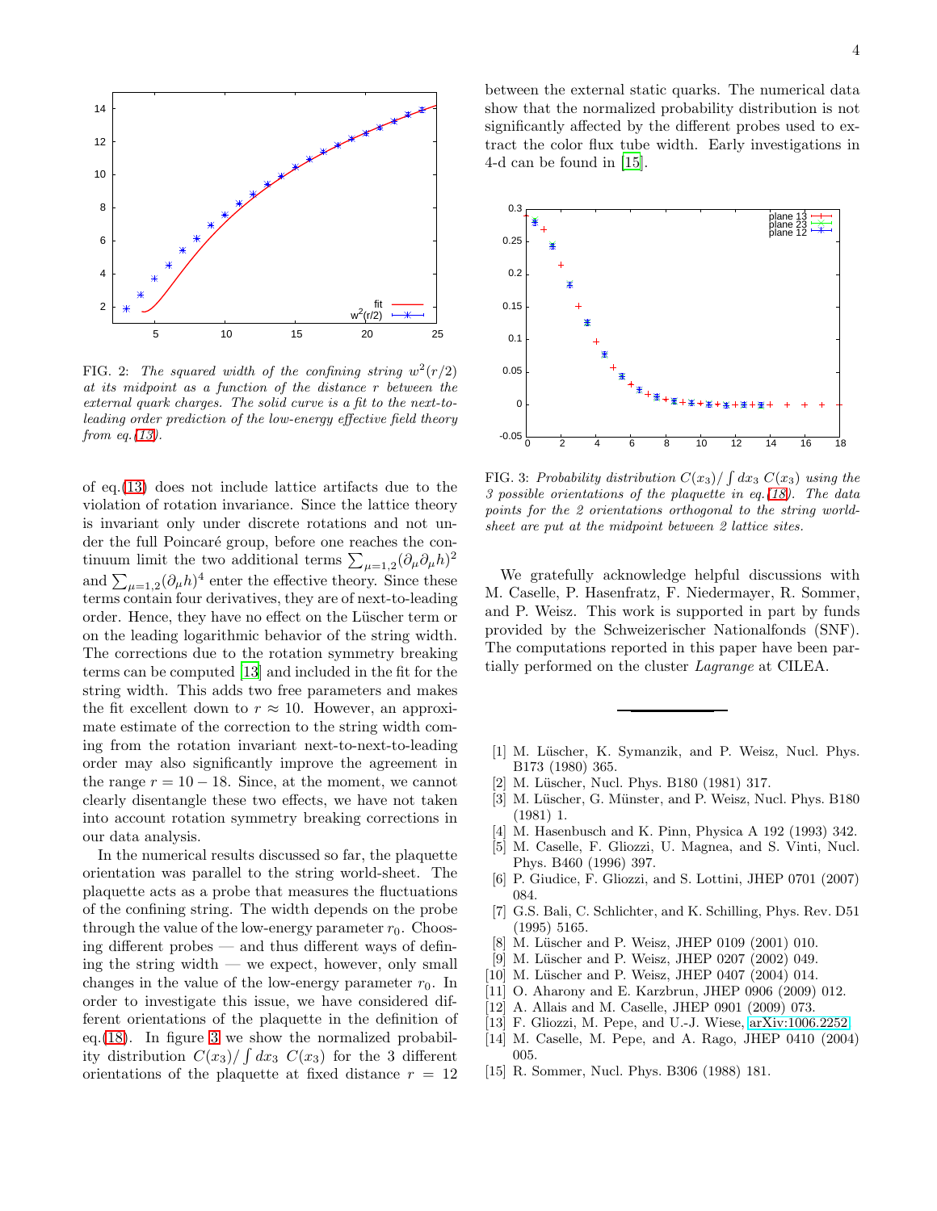14
12
10
8
6
4
2
5 10 15 20 25
fit
$w^2(r/2)$

FIG. 2: *The squared width of the confining string $w^2(r/2)$ at its midpoint as a function of the distance $r$ between the external quark charges. The solid curve is a fit to the next-to-leading order prediction of the low-energy effective field theory from eq.(13).*

of eq.(13) does not include lattice artifacts due to the violation of rotation invariance. Since the lattice theory is invariant only under discrete rotations and not under the full Poincaré group, before one reaches the continuum limit the two additional terms $\sum_{\mu=1,2}(\partial_\mu\partial_\mu h)^2$ and $\sum_{\mu=1,2}(\partial_\mu h)^4$ enter the effective theory. Since these terms contain four derivatives, they are of next-to-leading order. Hence, they have no effect on the Lüscher term or on the leading logarithmic behavior of the string width. The corrections due to the rotation symmetry breaking terms can be computed [13] and included in the fit for the string width. This adds two free parameters and makes the fit excellent down to $r \approx 10$. However, an approximate estimate of the correction to the string width coming from the rotation invariant next-to-next-to-leading order may also significantly improve the agreement in the range $r = 10 - 18$. Since, at the moment, we cannot clearly disentangle these two effects, we have not taken into account rotation symmetry breaking corrections in our data analysis.

In the numerical results discussed so far, the plaquette orientation was parallel to the string world-sheet. The plaquette acts as a probe that measures the fluctuations of the confining string. The width depends on the probe through the value of the low-energy parameter $r_0$. Choosing different probes — and thus different ways of defining the string width — we expect, however, only small changes in the value of the low-energy parameter $r_0$. In order to investigate this issue, we have considered different orientations of the plaquette in the definition of eq.(18). In figure 3 we show the normalized probability distribution $C(x_3)/\int dx_3\ C(x_3)$ for the 3 different orientations of the plaquette at fixed distance $r = 12$ between the external static quarks. The numerical data show that the normalized probability distribution is not significantly affected by the different probes used to extract the color flux tube width. Early investigations in 4-d can be found in [15].

0.3
0.25
0.2
0.15
0.1
0.05
0
-0.05
0 2 4 6 8 10 12 14 16 18
plane 13
plane 23
plane 12

FIG. 3: *Probability distribution $C(x_3)/\int dx_3\ C(x_3)$ using the 3 possible orientations of the plaquette in eq.(18). The data points for the 2 orientations orthogonal to the string world-sheet are put at the midpoint between 2 lattice sites.*

We gratefully acknowledge helpful discussions with M. Caselle, P. Hasenfratz, F. Niedermayer, R. Sommer, and P. Weisz. This work is supported in part by funds provided by the Schweizerischer Nationalfonds (SNF). The computations reported in this paper have been partially performed on the cluster *Lagrange* at CILEA.

---

[1] M. Lüscher, K. Symanzik, and P. Weisz, Nucl. Phys. B173 (1980) 365.
[2] M. Lüscher, Nucl. Phys. B180 (1981) 317.
[3] M. Lüscher, G. Münster, and P. Weisz, Nucl. Phys. B180 (1981) 1.
[4] M. Hasenbusch and K. Pinn, Physica A 192 (1993) 342.
[5] M. Caselle, F. Gliozzi, U. Magnea, and S. Vinti, Nucl. Phys. B460 (1996) 397.
[6] P. Giudice, F. Gliozzi, and S. Lottini, JHEP 0701 (2007) 084.
[7] G.S. Bali, C. Schlichter, and K. Schilling, Phys. Rev. D51 (1995) 5165.
[8] M. Lüscher and P. Weisz, JHEP 0109 (2001) 010.
[9] M. Lüscher and P. Weisz, JHEP 0207 (2002) 049.
[10] M. Lüscher and P. Weisz, JHEP 0407 (2004) 014.
[11] O. Aharony and E. Karzbrun, JHEP 0906 (2009) 012.
[12] A. Allais and M. Caselle, JHEP 0901 (2009) 073.
[13] F. Gliozzi, M. Pepe, and U.-J. Wiese, arXiv:1006.2252.
[14] M. Caselle, M. Pepe, and A. Rago, JHEP 0410 (2004) 005.
[15] R. Sommer, Nucl. Phys. B306 (1988) 181.